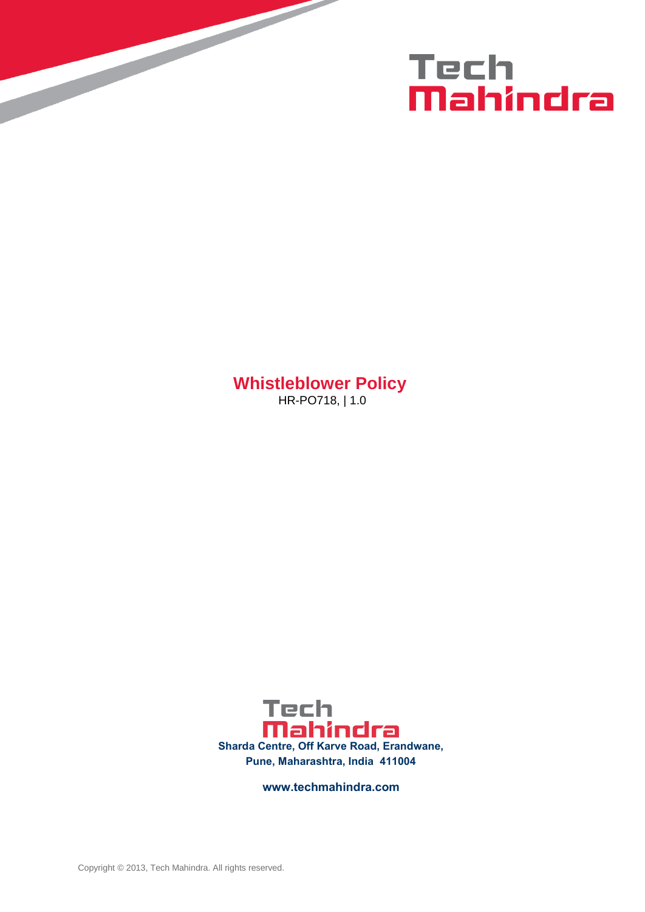Tech Mahindra

# Whistleblower Policy

HR-PO718, | 1.0

Tech Mahindra

**Sharda Centre, Off Karve Road, Erandwane,**
**Pune, Maharashtra, India 411004**

**www.techmahindra.com**

Copyright © 2013, Tech Mahindra. All rights reserved.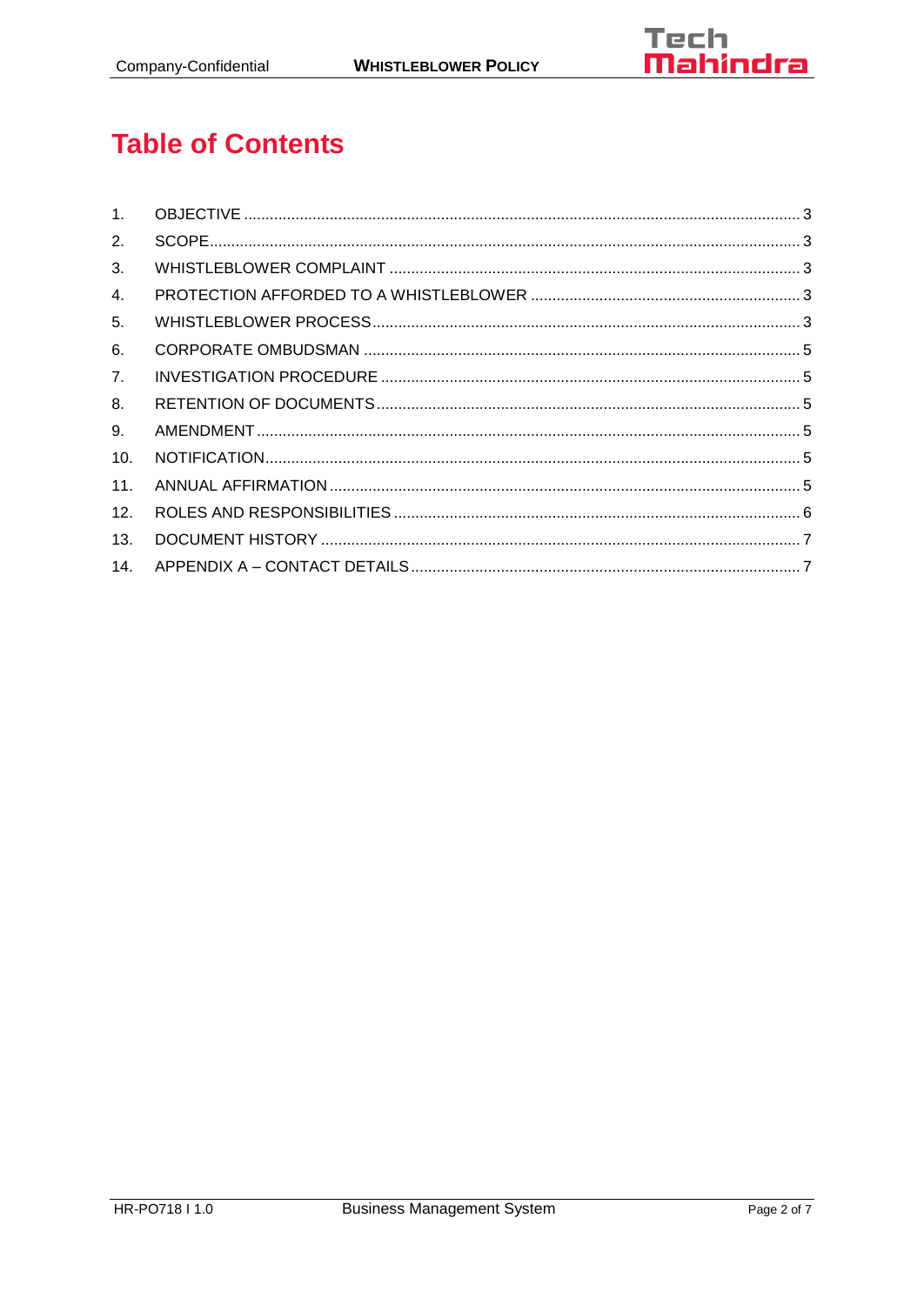# Table of Contents

1. OBJECTIVE .......... 3
2. SCOPE .......... 3
3. WHISTLEBLOWER COMPLAINT .......... 3
4. PROTECTION AFFORDED TO A WHISTLEBLOWER .......... 3
5. WHISTLEBLOWER PROCESS .......... 3
6. CORPORATE OMBUDSMAN .......... 5
7. INVESTIGATION PROCEDURE .......... 5
8. RETENTION OF DOCUMENTS .......... 5
9. AMENDMENT .......... 5
10. NOTIFICATION .......... 5
11. ANNUAL AFFIRMATION .......... 5
12. ROLES AND RESPONSIBILITIES .......... 6
13. DOCUMENT HISTORY .......... 7
14. APPENDIX A – CONTACT DETAILS .......... 7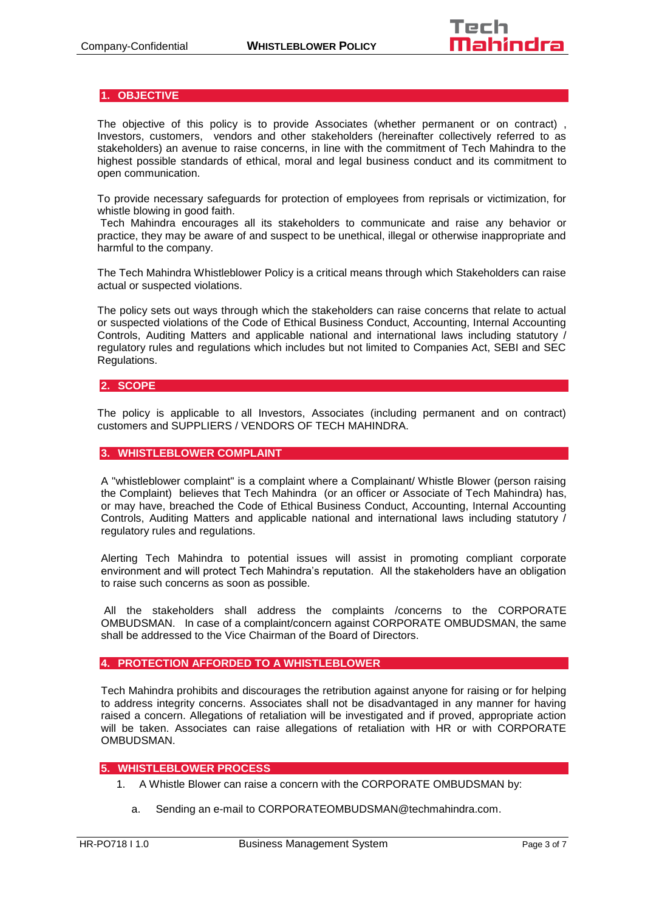## 1. OBJECTIVE

The objective of this policy is to provide Associates (whether permanent or on contract) , Investors, customers, vendors and other stakeholders (hereinafter collectively referred to as stakeholders) an avenue to raise concerns, in line with the commitment of Tech Mahindra to the highest possible standards of ethical, moral and legal business conduct and its commitment to open communication.

To provide necessary safeguards for protection of employees from reprisals or victimization, for whistle blowing in good faith.
Tech Mahindra encourages all its stakeholders to communicate and raise any behavior or practice, they may be aware of and suspect to be unethical, illegal or otherwise inappropriate and harmful to the company.

The Tech Mahindra Whistleblower Policy is a critical means through which Stakeholders can raise actual or suspected violations.

The policy sets out ways through which the stakeholders can raise concerns that relate to actual or suspected violations of the Code of Ethical Business Conduct, Accounting, Internal Accounting Controls, Auditing Matters and applicable national and international laws including statutory / regulatory rules and regulations which includes but not limited to Companies Act, SEBI and SEC Regulations.

## 2. SCOPE

The policy is applicable to all Investors, Associates (including permanent and on contract) customers and SUPPLIERS / VENDORS OF TECH MAHINDRA.

## 3. WHISTLEBLOWER COMPLAINT

A "whistleblower complaint" is a complaint where a Complainant/ Whistle Blower (person raising the Complaint) believes that Tech Mahindra (or an officer or Associate of Tech Mahindra) has, or may have, breached the Code of Ethical Business Conduct, Accounting, Internal Accounting Controls, Auditing Matters and applicable national and international laws including statutory / regulatory rules and regulations.

Alerting Tech Mahindra to potential issues will assist in promoting compliant corporate environment and will protect Tech Mahindra's reputation. All the stakeholders have an obligation to raise such concerns as soon as possible.

All the stakeholders shall address the complaints /concerns to the CORPORATE OMBUDSMAN. In case of a complaint/concern against CORPORATE OMBUDSMAN, the same shall be addressed to the Vice Chairman of the Board of Directors.

## 4. PROTECTION AFFORDED TO A WHISTLEBLOWER

Tech Mahindra prohibits and discourages the retribution against anyone for raising or for helping to address integrity concerns. Associates shall not be disadvantaged in any manner for having raised a concern. Allegations of retaliation will be investigated and if proved, appropriate action will be taken. Associates can raise allegations of retaliation with HR or with CORPORATE OMBUDSMAN.

## 5. WHISTLEBLOWER PROCESS

1. A Whistle Blower can raise a concern with the CORPORATE OMBUDSMAN by:

   a. Sending an e-mail to CORPORATEOMBUDSMAN@techmahindra.com.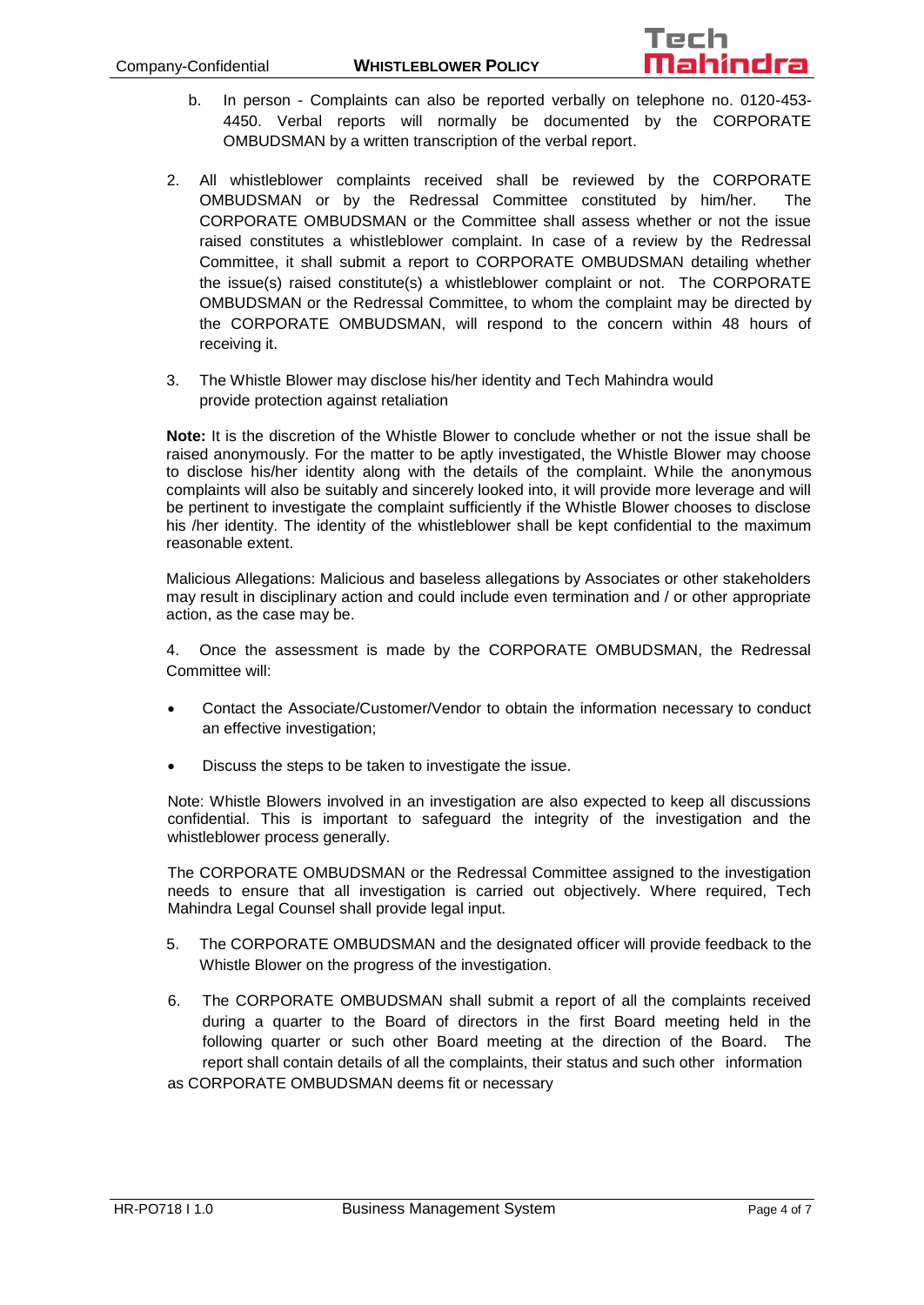b. In person - Complaints can also be reported verbally on telephone no. 0120-453-4450. Verbal reports will normally be documented by the CORPORATE OMBUDSMAN by a written transcription of the verbal report.

2. All whistleblower complaints received shall be reviewed by the CORPORATE OMBUDSMAN or by the Redressal Committee constituted by him/her. The CORPORATE OMBUDSMAN or the Committee shall assess whether or not the issue raised constitutes a whistleblower complaint. In case of a review by the Redressal Committee, it shall submit a report to CORPORATE OMBUDSMAN detailing whether the issue(s) raised constitute(s) a whistleblower complaint or not. The CORPORATE OMBUDSMAN or the Redressal Committee, to whom the complaint may be directed by the CORPORATE OMBUDSMAN, will respond to the concern within 48 hours of receiving it.

3. The Whistle Blower may disclose his/her identity and Tech Mahindra would provide protection against retaliation

**Note:** It is the discretion of the Whistle Blower to conclude whether or not the issue shall be raised anonymously. For the matter to be aptly investigated, the Whistle Blower may choose to disclose his/her identity along with the details of the complaint. While the anonymous complaints will also be suitably and sincerely looked into, it will provide more leverage and will be pertinent to investigate the complaint sufficiently if the Whistle Blower chooses to disclose his /her identity. The identity of the whistleblower shall be kept confidential to the maximum reasonable extent.

Malicious Allegations: Malicious and baseless allegations by Associates or other stakeholders may result in disciplinary action and could include even termination and / or other appropriate action, as the case may be.

4. Once the assessment is made by the CORPORATE OMBUDSMAN, the Redressal Committee will:

- Contact the Associate/Customer/Vendor to obtain the information necessary to conduct an effective investigation;
- Discuss the steps to be taken to investigate the issue.

Note: Whistle Blowers involved in an investigation are also expected to keep all discussions confidential. This is important to safeguard the integrity of the investigation and the whistleblower process generally.

The CORPORATE OMBUDSMAN or the Redressal Committee assigned to the investigation needs to ensure that all investigation is carried out objectively. Where required, Tech Mahindra Legal Counsel shall provide legal input.

5. The CORPORATE OMBUDSMAN and the designated officer will provide feedback to the Whistle Blower on the progress of the investigation.

6. The CORPORATE OMBUDSMAN shall submit a report of all the complaints received during a quarter to the Board of directors in the first Board meeting held in the following quarter or such other Board meeting at the direction of the Board. The report shall contain details of all the complaints, their status and such other information as CORPORATE OMBUDSMAN deems fit or necessary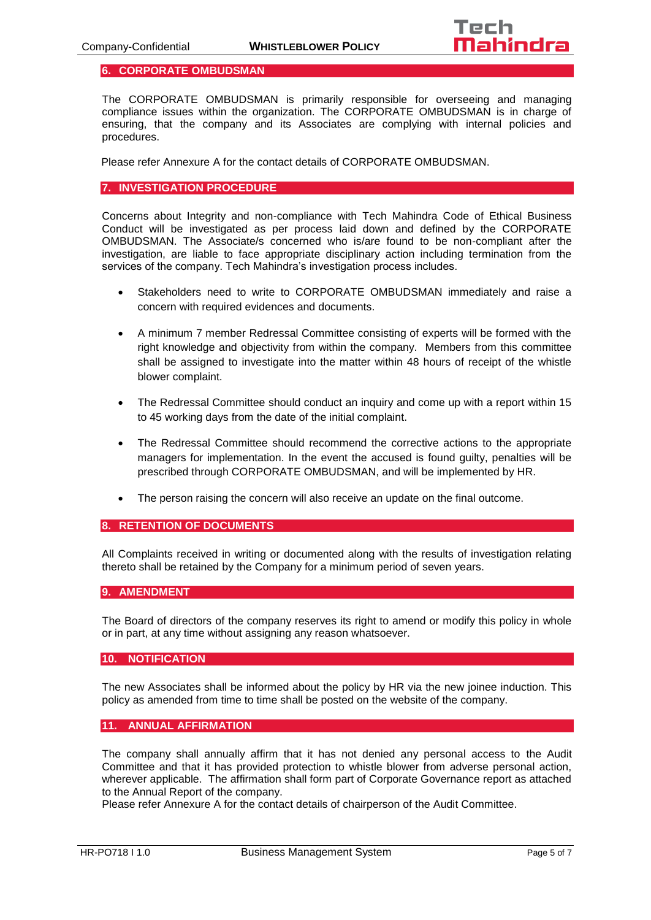## 6. CORPORATE OMBUDSMAN

The CORPORATE OMBUDSMAN is primarily responsible for overseeing and managing compliance issues within the organization. The CORPORATE OMBUDSMAN is in charge of ensuring, that the company and its Associates are complying with internal policies and procedures.

Please refer Annexure A for the contact details of CORPORATE OMBUDSMAN.

## 7. INVESTIGATION PROCEDURE

Concerns about Integrity and non-compliance with Tech Mahindra Code of Ethical Business Conduct will be investigated as per process laid down and defined by the CORPORATE OMBUDSMAN. The Associate/s concerned who is/are found to be non-compliant after the investigation, are liable to face appropriate disciplinary action including termination from the services of the company. Tech Mahindra's investigation process includes.

- Stakeholders need to write to CORPORATE OMBUDSMAN immediately and raise a concern with required evidences and documents.
- A minimum 7 member Redressal Committee consisting of experts will be formed with the right knowledge and objectivity from within the company. Members from this committee shall be assigned to investigate into the matter within 48 hours of receipt of the whistle blower complaint.
- The Redressal Committee should conduct an inquiry and come up with a report within 15 to 45 working days from the date of the initial complaint.
- The Redressal Committee should recommend the corrective actions to the appropriate managers for implementation. In the event the accused is found guilty, penalties will be prescribed through CORPORATE OMBUDSMAN, and will be implemented by HR.
- The person raising the concern will also receive an update on the final outcome.

## 8. RETENTION OF DOCUMENTS

All Complaints received in writing or documented along with the results of investigation relating thereto shall be retained by the Company for a minimum period of seven years.

## 9. AMENDMENT

The Board of directors of the company reserves its right to amend or modify this policy in whole or in part, at any time without assigning any reason whatsoever.

## 10. NOTIFICATION

The new Associates shall be informed about the policy by HR via the new joinee induction. This policy as amended from time to time shall be posted on the website of the company.

## 11. ANNUAL AFFIRMATION

The company shall annually affirm that it has not denied any personal access to the Audit Committee and that it has provided protection to whistle blower from adverse personal action, wherever applicable. The affirmation shall form part of Corporate Governance report as attached to the Annual Report of the company.

Please refer Annexure A for the contact details of chairperson of the Audit Committee.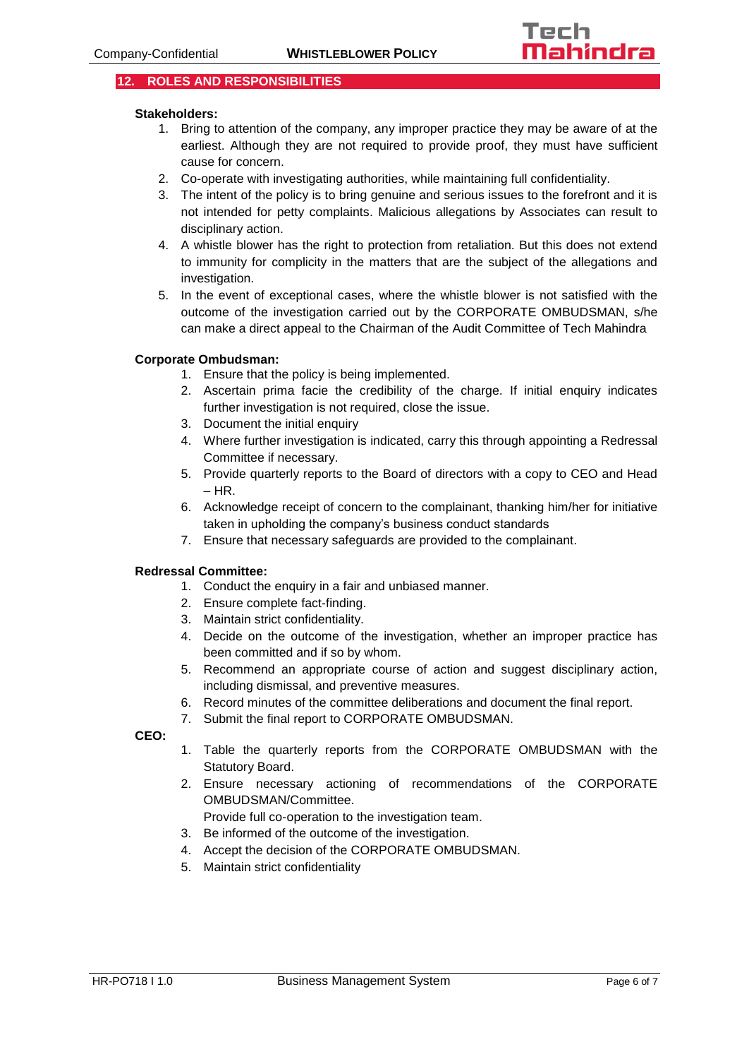## 12. ROLES AND RESPONSIBILITIES

**Stakeholders:**

1. Bring to attention of the company, any improper practice they may be aware of at the earliest. Although they are not required to provide proof, they must have sufficient cause for concern.
2. Co-operate with investigating authorities, while maintaining full confidentiality.
3. The intent of the policy is to bring genuine and serious issues to the forefront and it is not intended for petty complaints. Malicious allegations by Associates can result to disciplinary action.
4. A whistle blower has the right to protection from retaliation. But this does not extend to immunity for complicity in the matters that are the subject of the allegations and investigation.
5. In the event of exceptional cases, where the whistle blower is not satisfied with the outcome of the investigation carried out by the CORPORATE OMBUDSMAN, s/he can make a direct appeal to the Chairman of the Audit Committee of Tech Mahindra

**Corporate Ombudsman:**

1. Ensure that the policy is being implemented.
2. Ascertain prima facie the credibility of the charge. If initial enquiry indicates further investigation is not required, close the issue.
3. Document the initial enquiry
4. Where further investigation is indicated, carry this through appointing a Redressal Committee if necessary.
5. Provide quarterly reports to the Board of directors with a copy to CEO and Head – HR.
6. Acknowledge receipt of concern to the complainant, thanking him/her for initiative taken in upholding the company's business conduct standards
7. Ensure that necessary safeguards are provided to the complainant.

**Redressal Committee:**

1. Conduct the enquiry in a fair and unbiased manner.
2. Ensure complete fact-finding.
3. Maintain strict confidentiality.
4. Decide on the outcome of the investigation, whether an improper practice has been committed and if so by whom.
5. Recommend an appropriate course of action and suggest disciplinary action, including dismissal, and preventive measures.
6. Record minutes of the committee deliberations and document the final report.
7. Submit the final report to CORPORATE OMBUDSMAN.

**CEO:**

1. Table the quarterly reports from the CORPORATE OMBUDSMAN with the Statutory Board.
2. Ensure necessary actioning of recommendations of the CORPORATE OMBUDSMAN/Committee.
   Provide full co-operation to the investigation team.
3. Be informed of the outcome of the investigation.
4. Accept the decision of the CORPORATE OMBUDSMAN.
5. Maintain strict confidentiality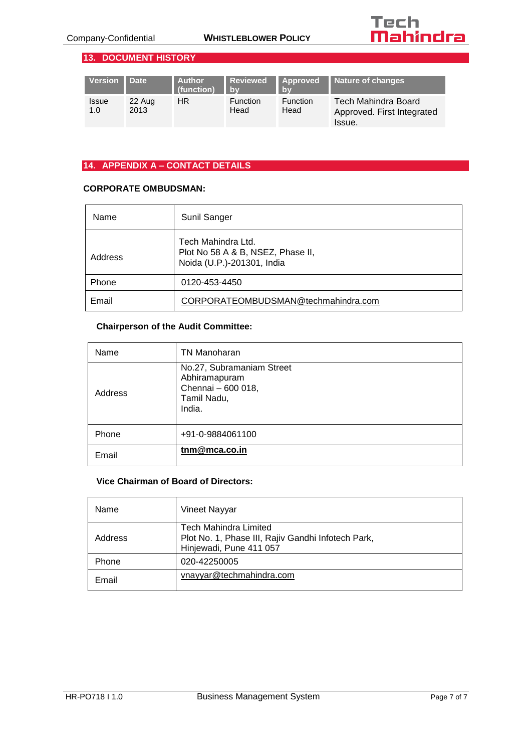## 13. DOCUMENT HISTORY

| Version | Date | Author (function) | Reviewed by | Approved by | Nature of changes |
|---|---|---|---|---|---|
| Issue 1.0 | 22 Aug 2013 | HR | Function Head | Function Head | Tech Mahindra Board Approved. First Integrated Issue. |

## 14. APPENDIX A – CONTACT DETAILS

**CORPORATE OMBUDSMAN:**

| | |
|---|---|
| Name | Sunil Sanger |
| Address | Tech Mahindra Ltd.<br>Plot No 58 A & B, NSEZ, Phase II,<br>Noida (U.P.)-201301, India |
| Phone | 0120-453-4450 |
| Email | CORPORATEOMBUDSMAN@techmahindra.com |

**Chairperson of the Audit Committee:**

| | |
|---|---|
| Name | TN Manoharan |
| Address | No.27, Subramaniam Street<br>Abhiramapuram<br>Chennai – 600 018,<br>Tamil Nadu,<br>India. |
| Phone | +91-0-9884061100 |
| Email | **tnm@mca.co.in** |

**Vice Chairman of Board of Directors:**

| | |
|---|---|
| Name | Vineet Nayyar |
| Address | Tech Mahindra Limited<br>Plot No. 1, Phase III, Rajiv Gandhi Infotech Park,<br>Hinjewadi, Pune 411 057 |
| Phone | 020-42250005 |
| Email | vnayyar@techmahindra.com |